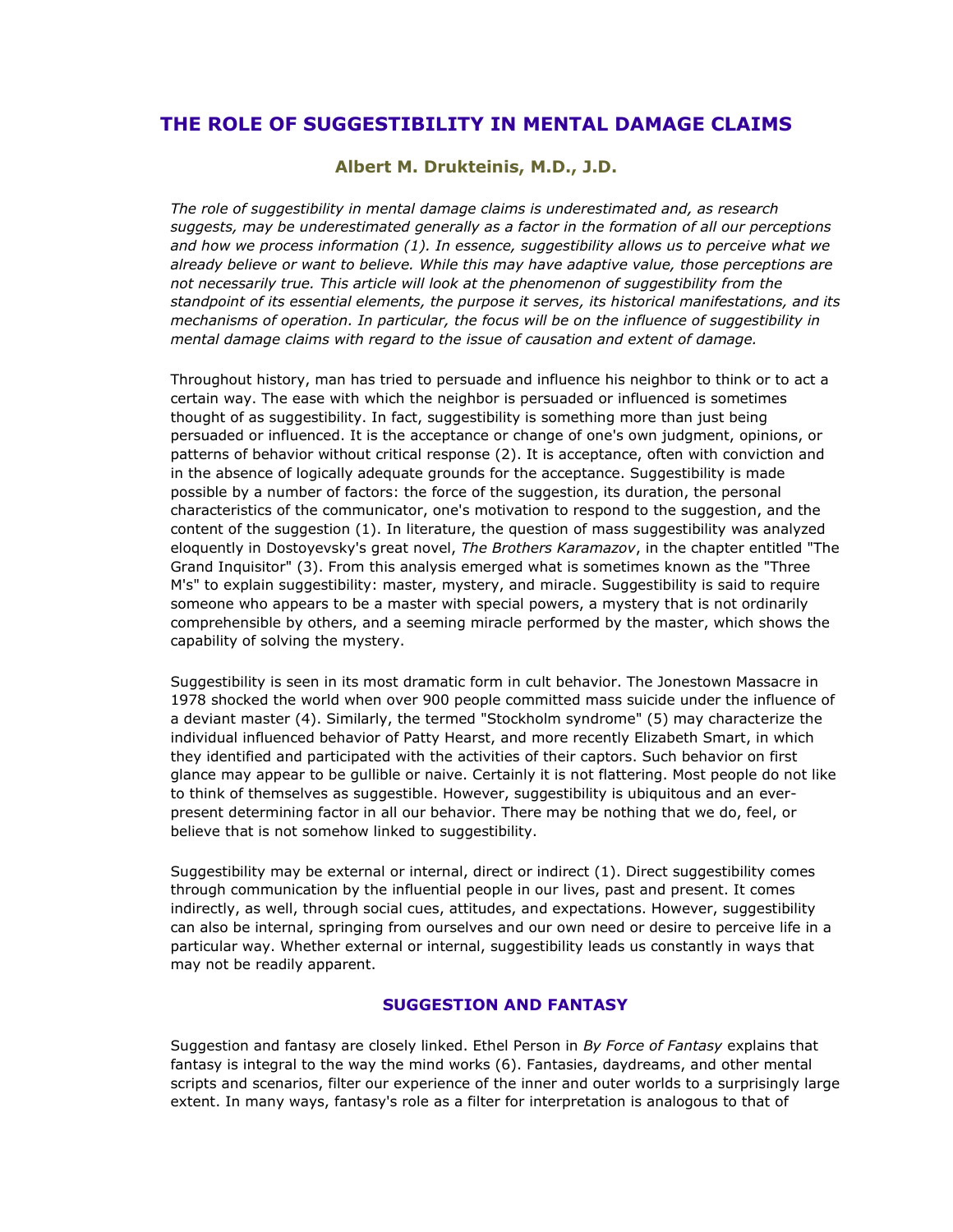# THE ROLE OF SUGGESTIBILITY IN MENTAL DAMAGE CLAIMS

### Albert M. Drukteinis, M.D., J.D.

*The role of suggestibility in mental damage claims is underestimated and, as research suggests, may be underestimated generally as a factor in the formation of all our perceptions and how we process information (1). In essence, suggestibility allows us to perceive what we already believe or want to believe. While this may have adaptive value, those perceptions are not necessarily true. This article will look at the phenomenon of suggestibility from the standpoint of its essential elements, the purpose it serves, its historical manifestations, and its mechanisms of operation. In particular, the focus will be on the influence of suggestibility in mental damage claims with regard to the issue of causation and extent of damage.*

Throughout history, man has tried to persuade and influence his neighbor to think or to act a certain way. The ease with which the neighbor is persuaded or influenced is sometimes thought of as suggestibility. In fact, suggestibility is something more than just being persuaded or influenced. It is the acceptance or change of one's own judgment, opinions, or patterns of behavior without critical response (2). It is acceptance, often with conviction and in the absence of logically adequate grounds for the acceptance. Suggestibility is made possible by a number of factors: the force of the suggestion, its duration, the personal characteristics of the communicator, one's motivation to respond to the suggestion, and the content of the suggestion (1). In literature, the question of mass suggestibility was analyzed eloquently in Dostoyevsky's great novel, *The Brothers Karamazov*, in the chapter entitled "The Grand Inquisitor" (3). From this analysis emerged what is sometimes known as the "Three M's" to explain suggestibility: master, mystery, and miracle. Suggestibility is said to require someone who appears to be a master with special powers, a mystery that is not ordinarily comprehensible by others, and a seeming miracle performed by the master, which shows the capability of solving the mystery.

Suggestibility is seen in its most dramatic form in cult behavior. The Jonestown Massacre in 1978 shocked the world when over 900 people committed mass suicide under the influence of a deviant master (4). Similarly, the termed "Stockholm syndrome" (5) may characterize the individual influenced behavior of Patty Hearst, and more recently Elizabeth Smart, in which they identified and participated with the activities of their captors. Such behavior on first glance may appear to be gullible or naive. Certainly it is not flattering. Most people do not like to think of themselves as suggestible. However, suggestibility is ubiquitous and an ever-present determining factor in all our behavior. There may be nothing that we do, feel, or believe that is not somehow linked to suggestibility.

Suggestibility may be external or internal, direct or indirect (1). Direct suggestibility comes through communication by the influential people in our lives, past and present. It comes indirectly, as well, through social cues, attitudes, and expectations. However, suggestibility can also be internal, springing from ourselves and our own need or desire to perceive life in a particular way. Whether external or internal, suggestibility leads us constantly in ways that may not be readily apparent.

## SUGGESTION AND FANTASY

Suggestion and fantasy are closely linked. Ethel Person in *By Force of Fantasy* explains that fantasy is integral to the way the mind works (6). Fantasies, daydreams, and other mental scripts and scenarios, filter our experience of the inner and outer worlds to a surprisingly large extent. In many ways, fantasy's role as a filter for interpretation is analogous to that of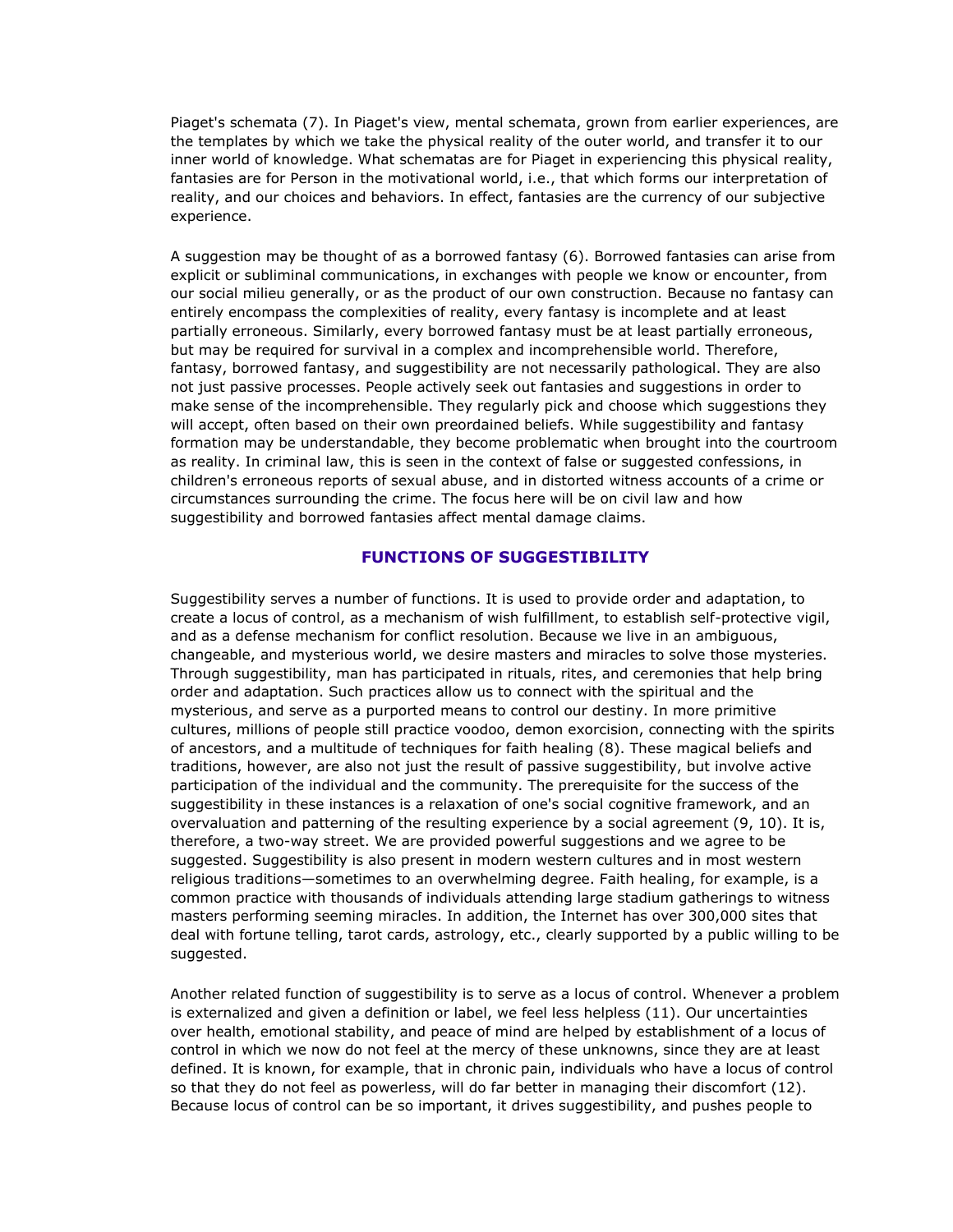Piaget's schemata (7). In Piaget's view, mental schemata, grown from earlier experiences, are the templates by which we take the physical reality of the outer world, and transfer it to our inner world of knowledge. What schematas are for Piaget in experiencing this physical reality, fantasies are for Person in the motivational world, i.e., that which forms our interpretation of reality, and our choices and behaviors. In effect, fantasies are the currency of our subjective experience.

A suggestion may be thought of as a borrowed fantasy (6). Borrowed fantasies can arise from explicit or subliminal communications, in exchanges with people we know or encounter, from our social milieu generally, or as the product of our own construction. Because no fantasy can entirely encompass the complexities of reality, every fantasy is incomplete and at least partially erroneous. Similarly, every borrowed fantasy must be at least partially erroneous, but may be required for survival in a complex and incomprehensible world. Therefore, fantasy, borrowed fantasy, and suggestibility are not necessarily pathological. They are also not just passive processes. People actively seek out fantasies and suggestions in order to make sense of the incomprehensible. They regularly pick and choose which suggestions they will accept, often based on their own preordained beliefs. While suggestibility and fantasy formation may be understandable, they become problematic when brought into the courtroom as reality. In criminal law, this is seen in the context of false or suggested confessions, in children's erroneous reports of sexual abuse, and in distorted witness accounts of a crime or circumstances surrounding the crime. The focus here will be on civil law and how suggestibility and borrowed fantasies affect mental damage claims.

## FUNCTIONS OF SUGGESTIBILITY

Suggestibility serves a number of functions. It is used to provide order and adaptation, to create a locus of control, as a mechanism of wish fulfillment, to establish self-protective vigil, and as a defense mechanism for conflict resolution. Because we live in an ambiguous, changeable, and mysterious world, we desire masters and miracles to solve those mysteries. Through suggestibility, man has participated in rituals, rites, and ceremonies that help bring order and adaptation. Such practices allow us to connect with the spiritual and the mysterious, and serve as a purported means to control our destiny. In more primitive cultures, millions of people still practice voodoo, demon exorcision, connecting with the spirits of ancestors, and a multitude of techniques for faith healing (8). These magical beliefs and traditions, however, are also not just the result of passive suggestibility, but involve active participation of the individual and the community. The prerequisite for the success of the suggestibility in these instances is a relaxation of one's social cognitive framework, and an overvaluation and patterning of the resulting experience by a social agreement (9, 10). It is, therefore, a two-way street. We are provided powerful suggestions and we agree to be suggested. Suggestibility is also present in modern western cultures and in most western religious traditions—sometimes to an overwhelming degree. Faith healing, for example, is a common practice with thousands of individuals attending large stadium gatherings to witness masters performing seeming miracles. In addition, the Internet has over 300,000 sites that deal with fortune telling, tarot cards, astrology, etc., clearly supported by a public willing to be suggested.

Another related function of suggestibility is to serve as a locus of control. Whenever a problem is externalized and given a definition or label, we feel less helpless (11). Our uncertainties over health, emotional stability, and peace of mind are helped by establishment of a locus of control in which we now do not feel at the mercy of these unknowns, since they are at least defined. It is known, for example, that in chronic pain, individuals who have a locus of control so that they do not feel as powerless, will do far better in managing their discomfort (12). Because locus of control can be so important, it drives suggestibility, and pushes people to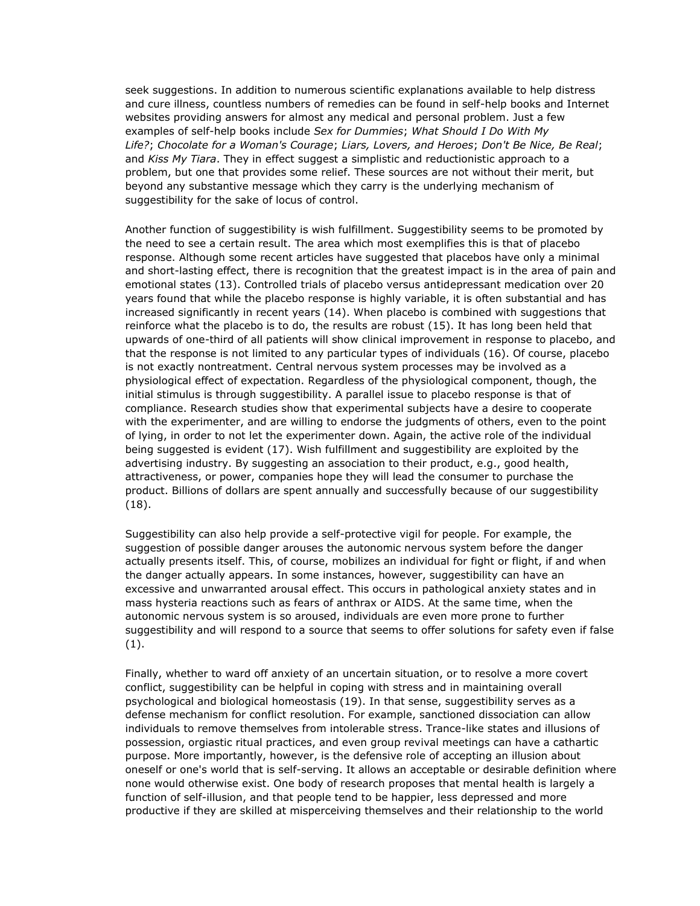seek suggestions. In addition to numerous scientific explanations available to help distress and cure illness, countless numbers of remedies can be found in self-help books and Internet websites providing answers for almost any medical and personal problem. Just a few examples of self-help books include *Sex for Dummies*; *What Should I Do With My Life?*; *Chocolate for a Woman's Courage*; *Liars, Lovers, and Heroes*; *Don't Be Nice, Be Real*; and *Kiss My Tiara*. They in effect suggest a simplistic and reductionistic approach to a problem, but one that provides some relief. These sources are not without their merit, but beyond any substantive message which they carry is the underlying mechanism of suggestibility for the sake of locus of control.

Another function of suggestibility is wish fulfillment. Suggestibility seems to be promoted by the need to see a certain result. The area which most exemplifies this is that of placebo response. Although some recent articles have suggested that placebos have only a minimal and short-lasting effect, there is recognition that the greatest impact is in the area of pain and emotional states (13). Controlled trials of placebo versus antidepressant medication over 20 years found that while the placebo response is highly variable, it is often substantial and has increased significantly in recent years (14). When placebo is combined with suggestions that reinforce what the placebo is to do, the results are robust (15). It has long been held that upwards of one-third of all patients will show clinical improvement in response to placebo, and that the response is not limited to any particular types of individuals (16). Of course, placebo is not exactly nontreatment. Central nervous system processes may be involved as a physiological effect of expectation. Regardless of the physiological component, though, the initial stimulus is through suggestibility. A parallel issue to placebo response is that of compliance. Research studies show that experimental subjects have a desire to cooperate with the experimenter, and are willing to endorse the judgments of others, even to the point of lying, in order to not let the experimenter down. Again, the active role of the individual being suggested is evident (17). Wish fulfillment and suggestibility are exploited by the advertising industry. By suggesting an association to their product, e.g., good health, attractiveness, or power, companies hope they will lead the consumer to purchase the product. Billions of dollars are spent annually and successfully because of our suggestibility (18).

Suggestibility can also help provide a self-protective vigil for people. For example, the suggestion of possible danger arouses the autonomic nervous system before the danger actually presents itself. This, of course, mobilizes an individual for fight or flight, if and when the danger actually appears. In some instances, however, suggestibility can have an excessive and unwarranted arousal effect. This occurs in pathological anxiety states and in mass hysteria reactions such as fears of anthrax or AIDS. At the same time, when the autonomic nervous system is so aroused, individuals are even more prone to further suggestibility and will respond to a source that seems to offer solutions for safety even if false (1).

Finally, whether to ward off anxiety of an uncertain situation, or to resolve a more covert conflict, suggestibility can be helpful in coping with stress and in maintaining overall psychological and biological homeostasis (19). In that sense, suggestibility serves as a defense mechanism for conflict resolution. For example, sanctioned dissociation can allow individuals to remove themselves from intolerable stress. Trance-like states and illusions of possession, orgiastic ritual practices, and even group revival meetings can have a cathartic purpose. More importantly, however, is the defensive role of accepting an illusion about oneself or one's world that is self-serving. It allows an acceptable or desirable definition where none would otherwise exist. One body of research proposes that mental health is largely a function of self-illusion, and that people tend to be happier, less depressed and more productive if they are skilled at misperceiving themselves and their relationship to the world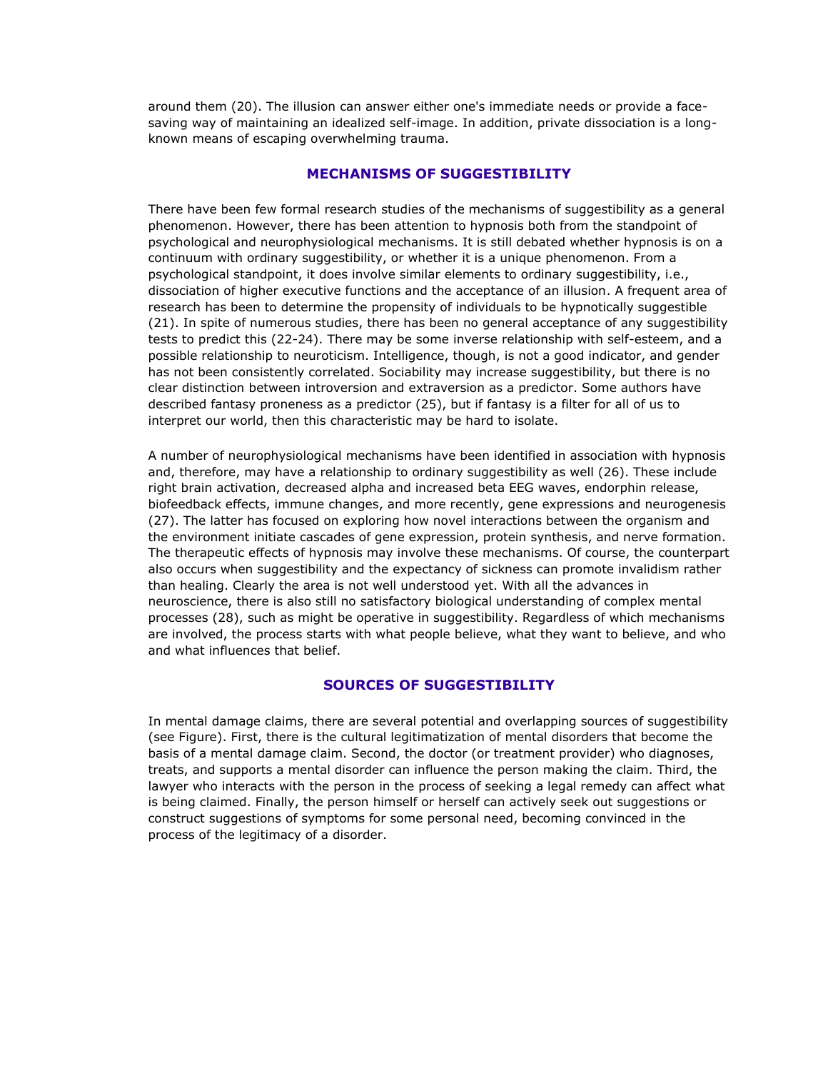around them (20). The illusion can answer either one's immediate needs or provide a face-saving way of maintaining an idealized self-image. In addition, private dissociation is a long-known means of escaping overwhelming trauma.

## MECHANISMS OF SUGGESTIBILITY

There have been few formal research studies of the mechanisms of suggestibility as a general phenomenon. However, there has been attention to hypnosis both from the standpoint of psychological and neurophysiological mechanisms. It is still debated whether hypnosis is on a continuum with ordinary suggestibility, or whether it is a unique phenomenon. From a psychological standpoint, it does involve similar elements to ordinary suggestibility, i.e., dissociation of higher executive functions and the acceptance of an illusion. A frequent area of research has been to determine the propensity of individuals to be hypnotically suggestible (21). In spite of numerous studies, there has been no general acceptance of any suggestibility tests to predict this (22-24). There may be some inverse relationship with self-esteem, and a possible relationship to neuroticism. Intelligence, though, is not a good indicator, and gender has not been consistently correlated. Sociability may increase suggestibility, but there is no clear distinction between introversion and extraversion as a predictor. Some authors have described fantasy proneness as a predictor (25), but if fantasy is a filter for all of us to interpret our world, then this characteristic may be hard to isolate.

A number of neurophysiological mechanisms have been identified in association with hypnosis and, therefore, may have a relationship to ordinary suggestibility as well (26). These include right brain activation, decreased alpha and increased beta EEG waves, endorphin release, biofeedback effects, immune changes, and more recently, gene expressions and neurogenesis (27). The latter has focused on exploring how novel interactions between the organism and the environment initiate cascades of gene expression, protein synthesis, and nerve formation. The therapeutic effects of hypnosis may involve these mechanisms. Of course, the counterpart also occurs when suggestibility and the expectancy of sickness can promote invalidism rather than healing. Clearly the area is not well understood yet. With all the advances in neuroscience, there is also still no satisfactory biological understanding of complex mental processes (28), such as might be operative in suggestibility. Regardless of which mechanisms are involved, the process starts with what people believe, what they want to believe, and who and what influences that belief.

## SOURCES OF SUGGESTIBILITY

In mental damage claims, there are several potential and overlapping sources of suggestibility (see Figure). First, there is the cultural legitimatization of mental disorders that become the basis of a mental damage claim. Second, the doctor (or treatment provider) who diagnoses, treats, and supports a mental disorder can influence the person making the claim. Third, the lawyer who interacts with the person in the process of seeking a legal remedy can affect what is being claimed. Finally, the person himself or herself can actively seek out suggestions or construct suggestions of symptoms for some personal need, becoming convinced in the process of the legitimacy of a disorder.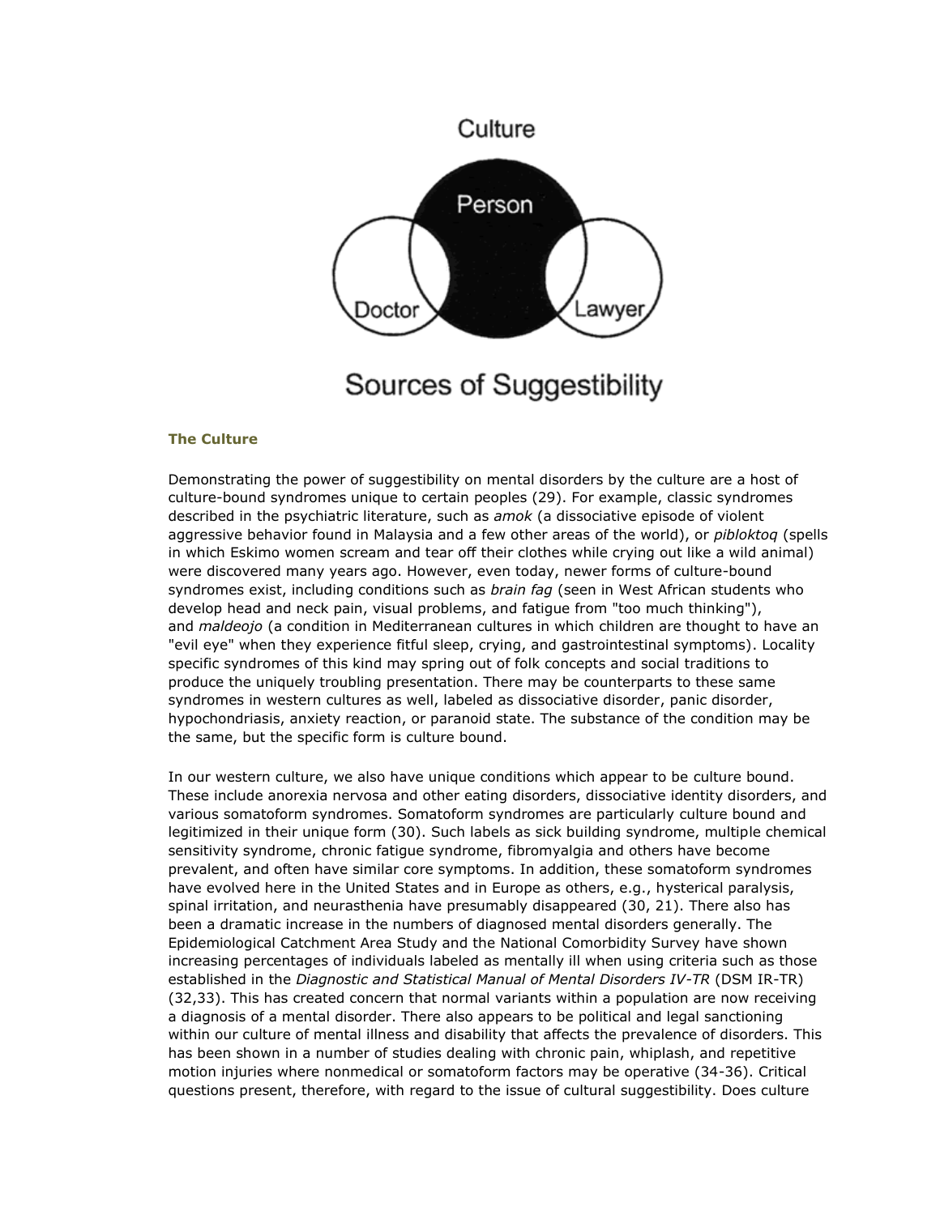Culture

Person

Doctor

Lawyer

Sources of Suggestibility

### The Culture

Demonstrating the power of suggestibility on mental disorders by the culture are a host of culture-bound syndromes unique to certain peoples (29). For example, classic syndromes described in the psychiatric literature, such as *amok* (a dissociative episode of violent aggressive behavior found in Malaysia and a few other areas of the world), or *pibloktoq* (spells in which Eskimo women scream and tear off their clothes while crying out like a wild animal) were discovered many years ago. However, even today, newer forms of culture-bound syndromes exist, including conditions such as *brain fag* (seen in West African students who develop head and neck pain, visual problems, and fatigue from "too much thinking"), and *maldeojo* (a condition in Mediterranean cultures in which children are thought to have an "evil eye" when they experience fitful sleep, crying, and gastrointestinal symptoms). Locality specific syndromes of this kind may spring out of folk concepts and social traditions to produce the uniquely troubling presentation. There may be counterparts to these same syndromes in western cultures as well, labeled as dissociative disorder, panic disorder, hypochondriasis, anxiety reaction, or paranoid state. The substance of the condition may be the same, but the specific form is culture bound.

In our western culture, we also have unique conditions which appear to be culture bound. These include anorexia nervosa and other eating disorders, dissociative identity disorders, and various somatoform syndromes. Somatoform syndromes are particularly culture bound and legitimized in their unique form (30). Such labels as sick building syndrome, multiple chemical sensitivity syndrome, chronic fatigue syndrome, fibromyalgia and others have become prevalent, and often have similar core symptoms. In addition, these somatoform syndromes have evolved here in the United States and in Europe as others, e.g., hysterical paralysis, spinal irritation, and neurasthenia have presumably disappeared (30, 21). There also has been a dramatic increase in the numbers of diagnosed mental disorders generally. The Epidemiological Catchment Area Study and the National Comorbidity Survey have shown increasing percentages of individuals labeled as mentally ill when using criteria such as those established in the *Diagnostic and Statistical Manual of Mental Disorders IV-TR* (DSM IR-TR) (32,33). This has created concern that normal variants within a population are now receiving a diagnosis of a mental disorder. There also appears to be political and legal sanctioning within our culture of mental illness and disability that affects the prevalence of disorders. This has been shown in a number of studies dealing with chronic pain, whiplash, and repetitive motion injuries where nonmedical or somatoform factors may be operative (34-36). Critical questions present, therefore, with regard to the issue of cultural suggestibility. Does culture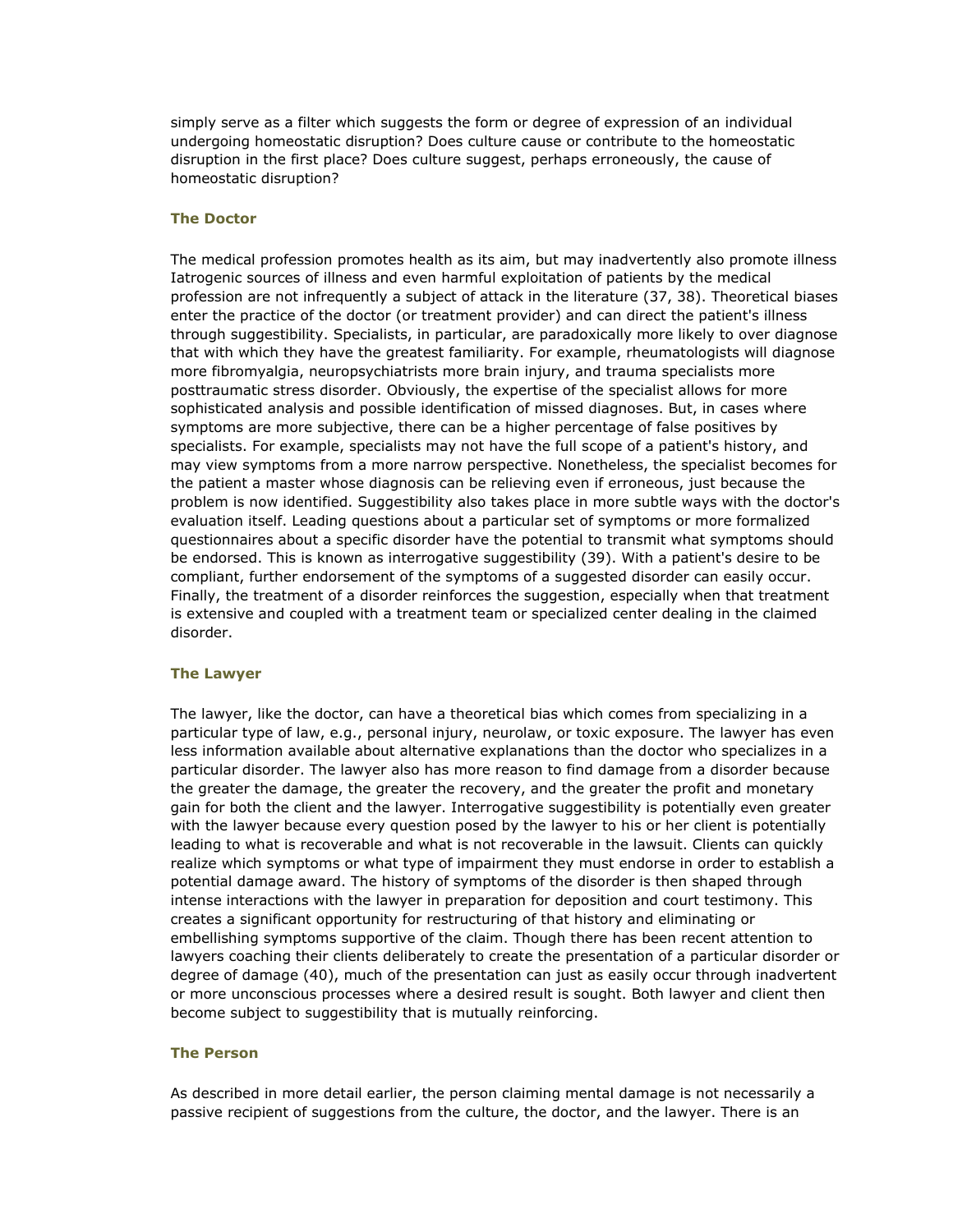simply serve as a filter which suggests the form or degree of expression of an individual undergoing homeostatic disruption? Does culture cause or contribute to the homeostatic disruption in the first place? Does culture suggest, perhaps erroneously, the cause of homeostatic disruption?

### The Doctor

The medical profession promotes health as its aim, but may inadvertently also promote illness Iatrogenic sources of illness and even harmful exploitation of patients by the medical profession are not infrequently a subject of attack in the literature (37, 38). Theoretical biases enter the practice of the doctor (or treatment provider) and can direct the patient's illness through suggestibility. Specialists, in particular, are paradoxically more likely to over diagnose that with which they have the greatest familiarity. For example, rheumatologists will diagnose more fibromyalgia, neuropsychiatrists more brain injury, and trauma specialists more posttraumatic stress disorder. Obviously, the expertise of the specialist allows for more sophisticated analysis and possible identification of missed diagnoses. But, in cases where symptoms are more subjective, there can be a higher percentage of false positives by specialists. For example, specialists may not have the full scope of a patient's history, and may view symptoms from a more narrow perspective. Nonetheless, the specialist becomes for the patient a master whose diagnosis can be relieving even if erroneous, just because the problem is now identified. Suggestibility also takes place in more subtle ways with the doctor's evaluation itself. Leading questions about a particular set of symptoms or more formalized questionnaires about a specific disorder have the potential to transmit what symptoms should be endorsed. This is known as interrogative suggestibility (39). With a patient's desire to be compliant, further endorsement of the symptoms of a suggested disorder can easily occur. Finally, the treatment of a disorder reinforces the suggestion, especially when that treatment is extensive and coupled with a treatment team or specialized center dealing in the claimed disorder.

### The Lawyer

The lawyer, like the doctor, can have a theoretical bias which comes from specializing in a particular type of law, e.g., personal injury, neurolaw, or toxic exposure. The lawyer has even less information available about alternative explanations than the doctor who specializes in a particular disorder. The lawyer also has more reason to find damage from a disorder because the greater the damage, the greater the recovery, and the greater the profit and monetary gain for both the client and the lawyer. Interrogative suggestibility is potentially even greater with the lawyer because every question posed by the lawyer to his or her client is potentially leading to what is recoverable and what is not recoverable in the lawsuit. Clients can quickly realize which symptoms or what type of impairment they must endorse in order to establish a potential damage award. The history of symptoms of the disorder is then shaped through intense interactions with the lawyer in preparation for deposition and court testimony. This creates a significant opportunity for restructuring of that history and eliminating or embellishing symptoms supportive of the claim. Though there has been recent attention to lawyers coaching their clients deliberately to create the presentation of a particular disorder or degree of damage (40), much of the presentation can just as easily occur through inadvertent or more unconscious processes where a desired result is sought. Both lawyer and client then become subject to suggestibility that is mutually reinforcing.

### The Person

As described in more detail earlier, the person claiming mental damage is not necessarily a passive recipient of suggestions from the culture, the doctor, and the lawyer. There is an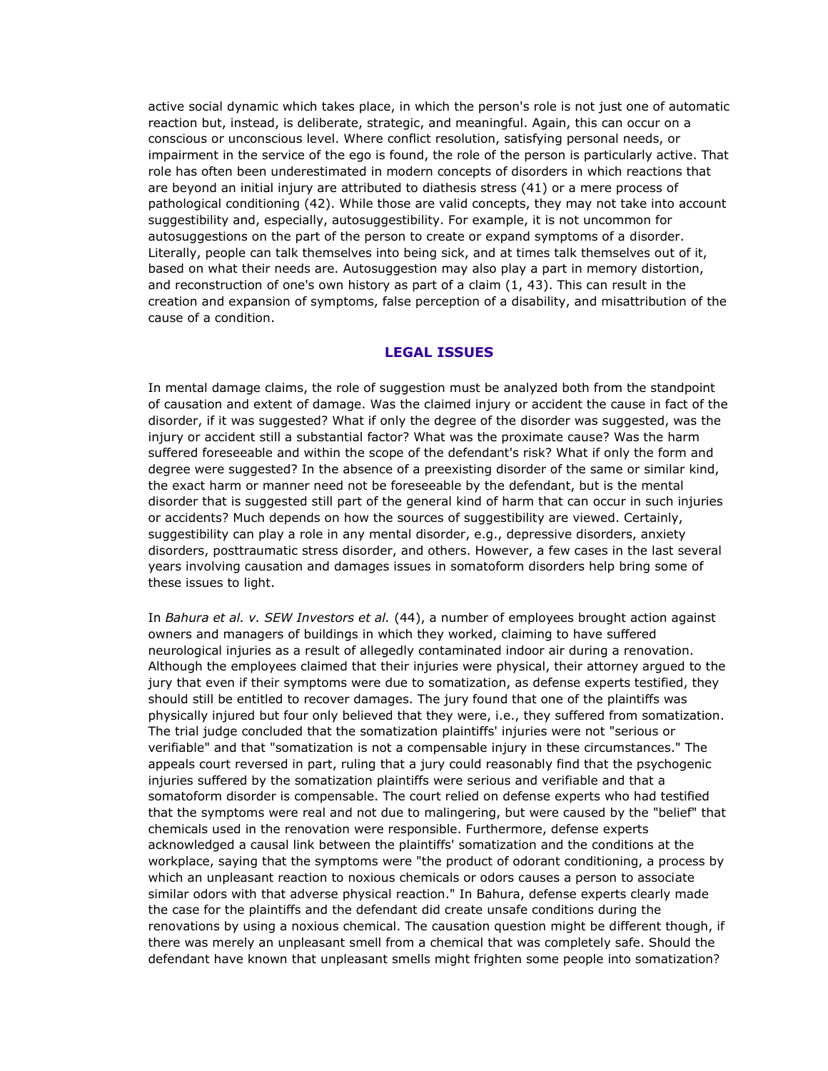active social dynamic which takes place, in which the person's role is not just one of automatic reaction but, instead, is deliberate, strategic, and meaningful. Again, this can occur on a conscious or unconscious level. Where conflict resolution, satisfying personal needs, or impairment in the service of the ego is found, the role of the person is particularly active. That role has often been underestimated in modern concepts of disorders in which reactions that are beyond an initial injury are attributed to diathesis stress (41) or a mere process of pathological conditioning (42). While those are valid concepts, they may not take into account suggestibility and, especially, autosuggestibility. For example, it is not uncommon for autosuggestions on the part of the person to create or expand symptoms of a disorder. Literally, people can talk themselves into being sick, and at times talk themselves out of it, based on what their needs are. Autosuggestion may also play a part in memory distortion, and reconstruction of one's own history as part of a claim (1, 43). This can result in the creation and expansion of symptoms, false perception of a disability, and misattribution of the cause of a condition.

## LEGAL ISSUES

In mental damage claims, the role of suggestion must be analyzed both from the standpoint of causation and extent of damage. Was the claimed injury or accident the cause in fact of the disorder, if it was suggested? What if only the degree of the disorder was suggested, was the injury or accident still a substantial factor? What was the proximate cause? Was the harm suffered foreseeable and within the scope of the defendant's risk? What if only the form and degree were suggested? In the absence of a preexisting disorder of the same or similar kind, the exact harm or manner need not be foreseeable by the defendant, but is the mental disorder that is suggested still part of the general kind of harm that can occur in such injuries or accidents? Much depends on how the sources of suggestibility are viewed. Certainly, suggestibility can play a role in any mental disorder, e.g., depressive disorders, anxiety disorders, posttraumatic stress disorder, and others. However, a few cases in the last several years involving causation and damages issues in somatoform disorders help bring some of these issues to light.

In *Bahura et al. v. SEW Investors et al.* (44), a number of employees brought action against owners and managers of buildings in which they worked, claiming to have suffered neurological injuries as a result of allegedly contaminated indoor air during a renovation. Although the employees claimed that their injuries were physical, their attorney argued to the jury that even if their symptoms were due to somatization, as defense experts testified, they should still be entitled to recover damages. The jury found that one of the plaintiffs was physically injured but four only believed that they were, i.e., they suffered from somatization. The trial judge concluded that the somatization plaintiffs' injuries were not "serious or verifiable" and that "somatization is not a compensable injury in these circumstances." The appeals court reversed in part, ruling that a jury could reasonably find that the psychogenic injuries suffered by the somatization plaintiffs were serious and verifiable and that a somatoform disorder is compensable. The court relied on defense experts who had testified that the symptoms were real and not due to malingering, but were caused by the "belief" that chemicals used in the renovation were responsible. Furthermore, defense experts acknowledged a causal link between the plaintiffs' somatization and the conditions at the workplace, saying that the symptoms were "the product of odorant conditioning, a process by which an unpleasant reaction to noxious chemicals or odors causes a person to associate similar odors with that adverse physical reaction." In Bahura, defense experts clearly made the case for the plaintiffs and the defendant did create unsafe conditions during the renovations by using a noxious chemical. The causation question might be different though, if there was merely an unpleasant smell from a chemical that was completely safe. Should the defendant have known that unpleasant smells might frighten some people into somatization?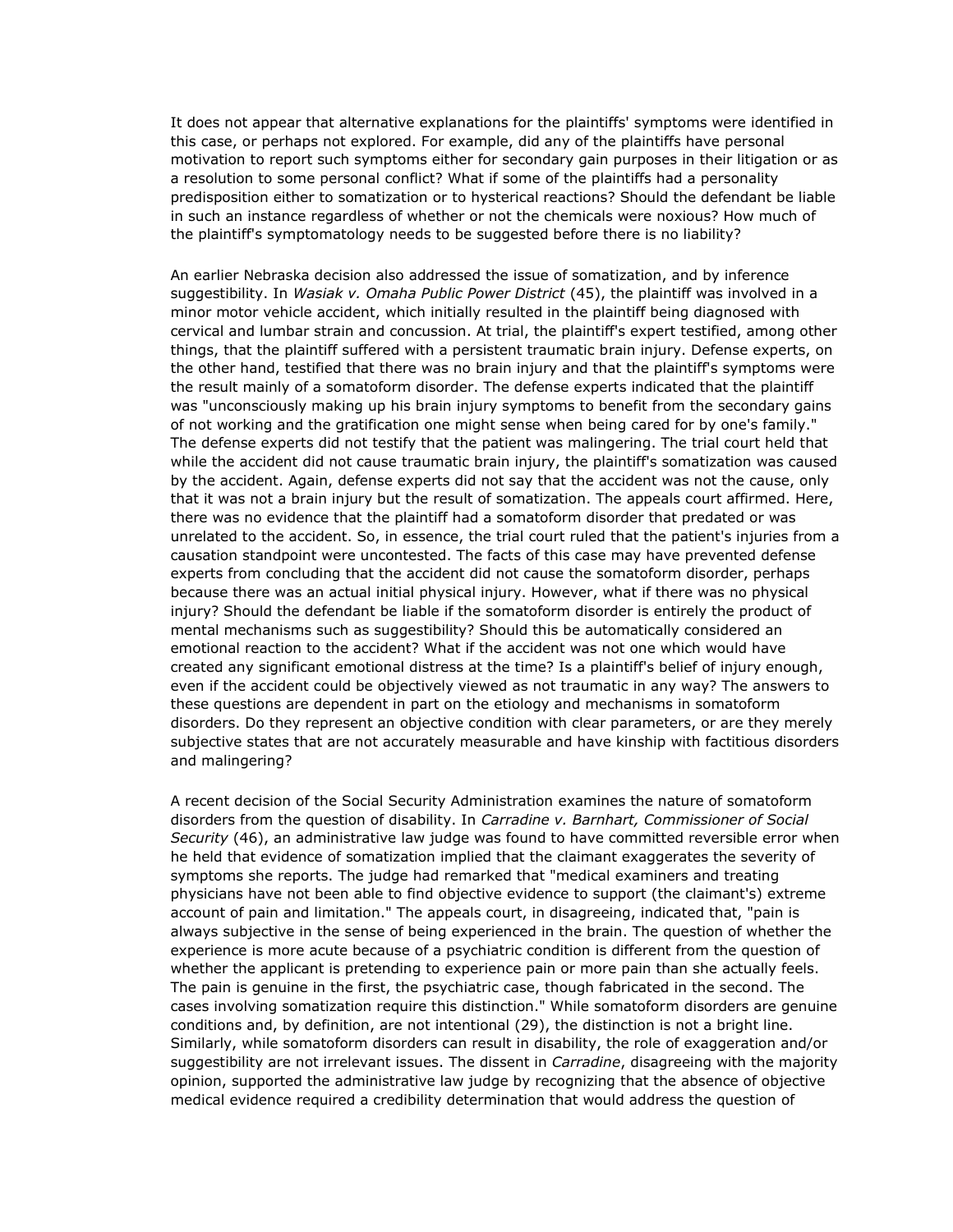It does not appear that alternative explanations for the plaintiffs' symptoms were identified in this case, or perhaps not explored. For example, did any of the plaintiffs have personal motivation to report such symptoms either for secondary gain purposes in their litigation or as a resolution to some personal conflict? What if some of the plaintiffs had a personality predisposition either to somatization or to hysterical reactions? Should the defendant be liable in such an instance regardless of whether or not the chemicals were noxious? How much of the plaintiff's symptomatology needs to be suggested before there is no liability?

An earlier Nebraska decision also addressed the issue of somatization, and by inference suggestibility. In *Wasiak v. Omaha Public Power District* (45), the plaintiff was involved in a minor motor vehicle accident, which initially resulted in the plaintiff being diagnosed with cervical and lumbar strain and concussion. At trial, the plaintiff's expert testified, among other things, that the plaintiff suffered with a persistent traumatic brain injury. Defense experts, on the other hand, testified that there was no brain injury and that the plaintiff's symptoms were the result mainly of a somatoform disorder. The defense experts indicated that the plaintiff was "unconsciously making up his brain injury symptoms to benefit from the secondary gains of not working and the gratification one might sense when being cared for by one's family." The defense experts did not testify that the patient was malingering. The trial court held that while the accident did not cause traumatic brain injury, the plaintiff's somatization was caused by the accident. Again, defense experts did not say that the accident was not the cause, only that it was not a brain injury but the result of somatization. The appeals court affirmed. Here, there was no evidence that the plaintiff had a somatoform disorder that predated or was unrelated to the accident. So, in essence, the trial court ruled that the patient's injuries from a causation standpoint were uncontested. The facts of this case may have prevented defense experts from concluding that the accident did not cause the somatoform disorder, perhaps because there was an actual initial physical injury. However, what if there was no physical injury? Should the defendant be liable if the somatoform disorder is entirely the product of mental mechanisms such as suggestibility? Should this be automatically considered an emotional reaction to the accident? What if the accident was not one which would have created any significant emotional distress at the time? Is a plaintiff's belief of injury enough, even if the accident could be objectively viewed as not traumatic in any way? The answers to these questions are dependent in part on the etiology and mechanisms in somatoform disorders. Do they represent an objective condition with clear parameters, or are they merely subjective states that are not accurately measurable and have kinship with factitious disorders and malingering?

A recent decision of the Social Security Administration examines the nature of somatoform disorders from the question of disability. In *Carradine v. Barnhart, Commissioner of Social Security* (46), an administrative law judge was found to have committed reversible error when he held that evidence of somatization implied that the claimant exaggerates the severity of symptoms she reports. The judge had remarked that "medical examiners and treating physicians have not been able to find objective evidence to support (the claimant's) extreme account of pain and limitation." The appeals court, in disagreeing, indicated that, "pain is always subjective in the sense of being experienced in the brain. The question of whether the experience is more acute because of a psychiatric condition is different from the question of whether the applicant is pretending to experience pain or more pain than she actually feels. The pain is genuine in the first, the psychiatric case, though fabricated in the second. The cases involving somatization require this distinction." While somatoform disorders are genuine conditions and, by definition, are not intentional (29), the distinction is not a bright line. Similarly, while somatoform disorders can result in disability, the role of exaggeration and/or suggestibility are not irrelevant issues. The dissent in *Carradine*, disagreeing with the majority opinion, supported the administrative law judge by recognizing that the absence of objective medical evidence required a credibility determination that would address the question of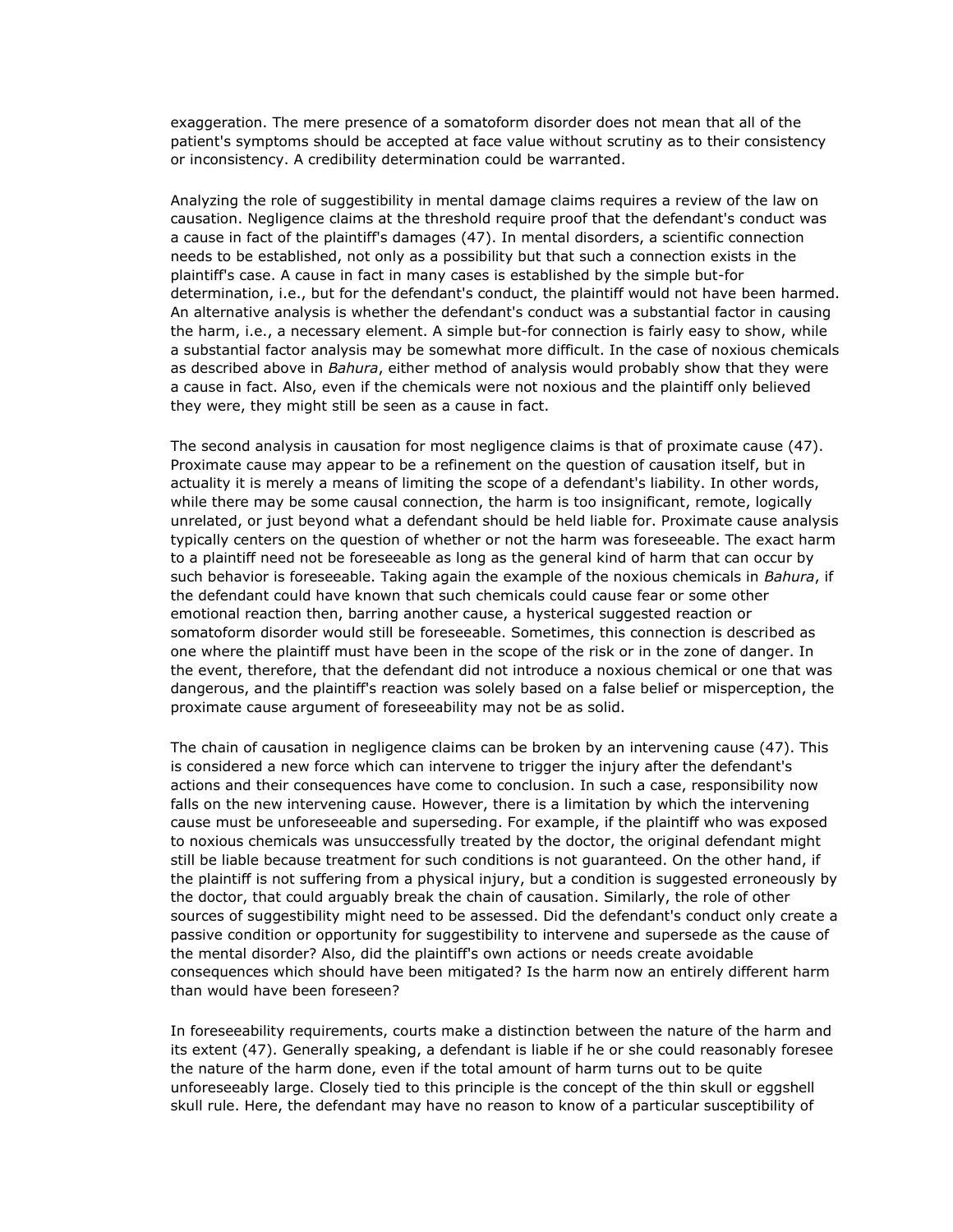exaggeration. The mere presence of a somatoform disorder does not mean that all of the patient's symptoms should be accepted at face value without scrutiny as to their consistency or inconsistency. A credibility determination could be warranted.

Analyzing the role of suggestibility in mental damage claims requires a review of the law on causation. Negligence claims at the threshold require proof that the defendant's conduct was a cause in fact of the plaintiff's damages (47). In mental disorders, a scientific connection needs to be established, not only as a possibility but that such a connection exists in the plaintiff's case. A cause in fact in many cases is established by the simple but-for determination, i.e., but for the defendant's conduct, the plaintiff would not have been harmed. An alternative analysis is whether the defendant's conduct was a substantial factor in causing the harm, i.e., a necessary element. A simple but-for connection is fairly easy to show, while a substantial factor analysis may be somewhat more difficult. In the case of noxious chemicals as described above in *Bahura*, either method of analysis would probably show that they were a cause in fact. Also, even if the chemicals were not noxious and the plaintiff only believed they were, they might still be seen as a cause in fact.

The second analysis in causation for most negligence claims is that of proximate cause (47). Proximate cause may appear to be a refinement on the question of causation itself, but in actuality it is merely a means of limiting the scope of a defendant's liability. In other words, while there may be some causal connection, the harm is too insignificant, remote, logically unrelated, or just beyond what a defendant should be held liable for. Proximate cause analysis typically centers on the question of whether or not the harm was foreseeable. The exact harm to a plaintiff need not be foreseeable as long as the general kind of harm that can occur by such behavior is foreseeable. Taking again the example of the noxious chemicals in *Bahura*, if the defendant could have known that such chemicals could cause fear or some other emotional reaction then, barring another cause, a hysterical suggested reaction or somatoform disorder would still be foreseeable. Sometimes, this connection is described as one where the plaintiff must have been in the scope of the risk or in the zone of danger. In the event, therefore, that the defendant did not introduce a noxious chemical or one that was dangerous, and the plaintiff's reaction was solely based on a false belief or misperception, the proximate cause argument of foreseeability may not be as solid.

The chain of causation in negligence claims can be broken by an intervening cause (47). This is considered a new force which can intervene to trigger the injury after the defendant's actions and their consequences have come to conclusion. In such a case, responsibility now falls on the new intervening cause. However, there is a limitation by which the intervening cause must be unforeseeable and superseding. For example, if the plaintiff who was exposed to noxious chemicals was unsuccessfully treated by the doctor, the original defendant might still be liable because treatment for such conditions is not guaranteed. On the other hand, if the plaintiff is not suffering from a physical injury, but a condition is suggested erroneously by the doctor, that could arguably break the chain of causation. Similarly, the role of other sources of suggestibility might need to be assessed. Did the defendant's conduct only create a passive condition or opportunity for suggestibility to intervene and supersede as the cause of the mental disorder? Also, did the plaintiff's own actions or needs create avoidable consequences which should have been mitigated? Is the harm now an entirely different harm than would have been foreseen?

In foreseeability requirements, courts make a distinction between the nature of the harm and its extent (47). Generally speaking, a defendant is liable if he or she could reasonably foresee the nature of the harm done, even if the total amount of harm turns out to be quite unforeseeably large. Closely tied to this principle is the concept of the thin skull or eggshell skull rule. Here, the defendant may have no reason to know of a particular susceptibility of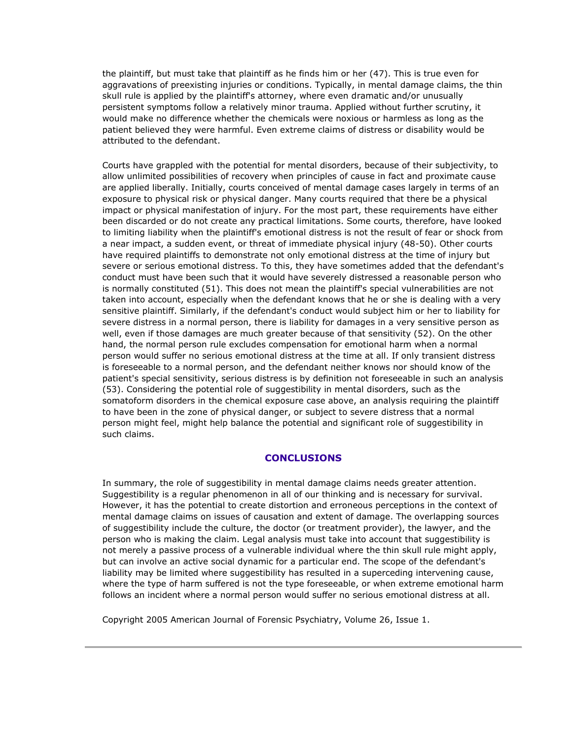the plaintiff, but must take that plaintiff as he finds him or her (47). This is true even for aggravations of preexisting injuries or conditions. Typically, in mental damage claims, the thin skull rule is applied by the plaintiff's attorney, where even dramatic and/or unusually persistent symptoms follow a relatively minor trauma. Applied without further scrutiny, it would make no difference whether the chemicals were noxious or harmless as long as the patient believed they were harmful. Even extreme claims of distress or disability would be attributed to the defendant.

Courts have grappled with the potential for mental disorders, because of their subjectivity, to allow unlimited possibilities of recovery when principles of cause in fact and proximate cause are applied liberally. Initially, courts conceived of mental damage cases largely in terms of an exposure to physical risk or physical danger. Many courts required that there be a physical impact or physical manifestation of injury. For the most part, these requirements have either been discarded or do not create any practical limitations. Some courts, therefore, have looked to limiting liability when the plaintiff's emotional distress is not the result of fear or shock from a near impact, a sudden event, or threat of immediate physical injury (48-50). Other courts have required plaintiffs to demonstrate not only emotional distress at the time of injury but severe or serious emotional distress. To this, they have sometimes added that the defendant's conduct must have been such that it would have severely distressed a reasonable person who is normally constituted (51). This does not mean the plaintiff's special vulnerabilities are not taken into account, especially when the defendant knows that he or she is dealing with a very sensitive plaintiff. Similarly, if the defendant's conduct would subject him or her to liability for severe distress in a normal person, there is liability for damages in a very sensitive person as well, even if those damages are much greater because of that sensitivity (52). On the other hand, the normal person rule excludes compensation for emotional harm when a normal person would suffer no serious emotional distress at the time at all. If only transient distress is foreseeable to a normal person, and the defendant neither knows nor should know of the patient's special sensitivity, serious distress is by definition not foreseeable in such an analysis (53). Considering the potential role of suggestibility in mental disorders, such as the somatoform disorders in the chemical exposure case above, an analysis requiring the plaintiff to have been in the zone of physical danger, or subject to severe distress that a normal person might feel, might help balance the potential and significant role of suggestibility in such claims.

## CONCLUSIONS

In summary, the role of suggestibility in mental damage claims needs greater attention. Suggestibility is a regular phenomenon in all of our thinking and is necessary for survival. However, it has the potential to create distortion and erroneous perceptions in the context of mental damage claims on issues of causation and extent of damage. The overlapping sources of suggestibility include the culture, the doctor (or treatment provider), the lawyer, and the person who is making the claim. Legal analysis must take into account that suggestibility is not merely a passive process of a vulnerable individual where the thin skull rule might apply, but can involve an active social dynamic for a particular end. The scope of the defendant's liability may be limited where suggestibility has resulted in a superceding intervening cause, where the type of harm suffered is not the type foreseeable, or when extreme emotional harm follows an incident where a normal person would suffer no serious emotional distress at all.

Copyright 2005 American Journal of Forensic Psychiatry, Volume 26, Issue 1.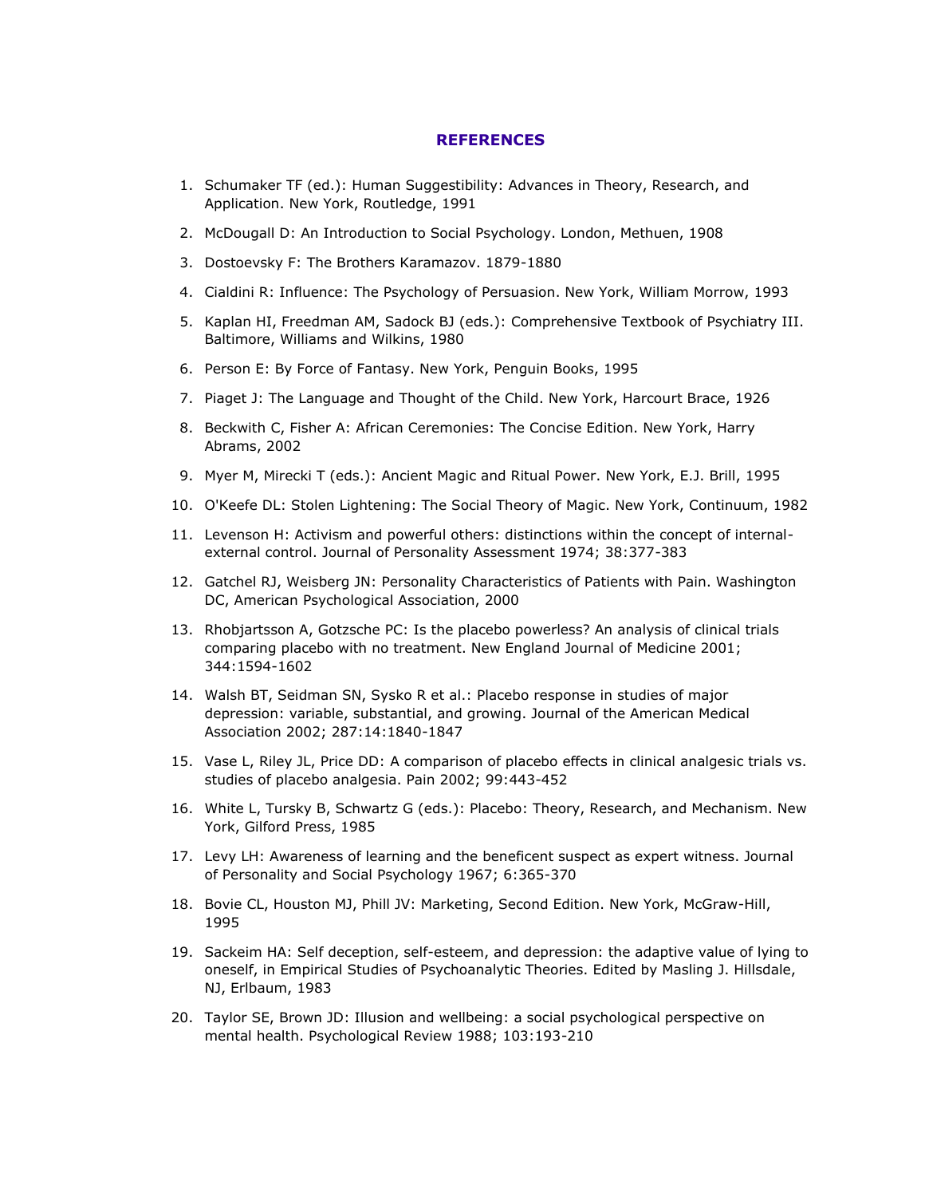## REFERENCES

1. Schumaker TF (ed.): Human Suggestibility: Advances in Theory, Research, and Application. New York, Routledge, 1991
2. McDougall D: An Introduction to Social Psychology. London, Methuen, 1908
3. Dostoevsky F: The Brothers Karamazov. 1879-1880
4. Cialdini R: Influence: The Psychology of Persuasion. New York, William Morrow, 1993
5. Kaplan HI, Freedman AM, Sadock BJ (eds.): Comprehensive Textbook of Psychiatry III. Baltimore, Williams and Wilkins, 1980
6. Person E: By Force of Fantasy. New York, Penguin Books, 1995
7. Piaget J: The Language and Thought of the Child. New York, Harcourt Brace, 1926
8. Beckwith C, Fisher A: African Ceremonies: The Concise Edition. New York, Harry Abrams, 2002
9. Myer M, Mirecki T (eds.): Ancient Magic and Ritual Power. New York, E.J. Brill, 1995
10. O'Keefe DL: Stolen Lightening: The Social Theory of Magic. New York, Continuum, 1982
11. Levenson H: Activism and powerful others: distinctions within the concept of internal-external control. Journal of Personality Assessment 1974; 38:377-383
12. Gatchel RJ, Weisberg JN: Personality Characteristics of Patients with Pain. Washington DC, American Psychological Association, 2000
13. Rhobjartsson A, Gotzsche PC: Is the placebo powerless? An analysis of clinical trials comparing placebo with no treatment. New England Journal of Medicine 2001; 344:1594-1602
14. Walsh BT, Seidman SN, Sysko R et al.: Placebo response in studies of major depression: variable, substantial, and growing. Journal of the American Medical Association 2002; 287:14:1840-1847
15. Vase L, Riley JL, Price DD: A comparison of placebo effects in clinical analgesic trials vs. studies of placebo analgesia. Pain 2002; 99:443-452
16. White L, Tursky B, Schwartz G (eds.): Placebo: Theory, Research, and Mechanism. New York, Gilford Press, 1985
17. Levy LH: Awareness of learning and the beneficent suspect as expert witness. Journal of Personality and Social Psychology 1967; 6:365-370
18. Bovie CL, Houston MJ, Phill JV: Marketing, Second Edition. New York, McGraw-Hill, 1995
19. Sackeim HA: Self deception, self-esteem, and depression: the adaptive value of lying to oneself, in Empirical Studies of Psychoanalytic Theories. Edited by Masling J. Hillsdale, NJ, Erlbaum, 1983
20. Taylor SE, Brown JD: Illusion and wellbeing: a social psychological perspective on mental health. Psychological Review 1988; 103:193-210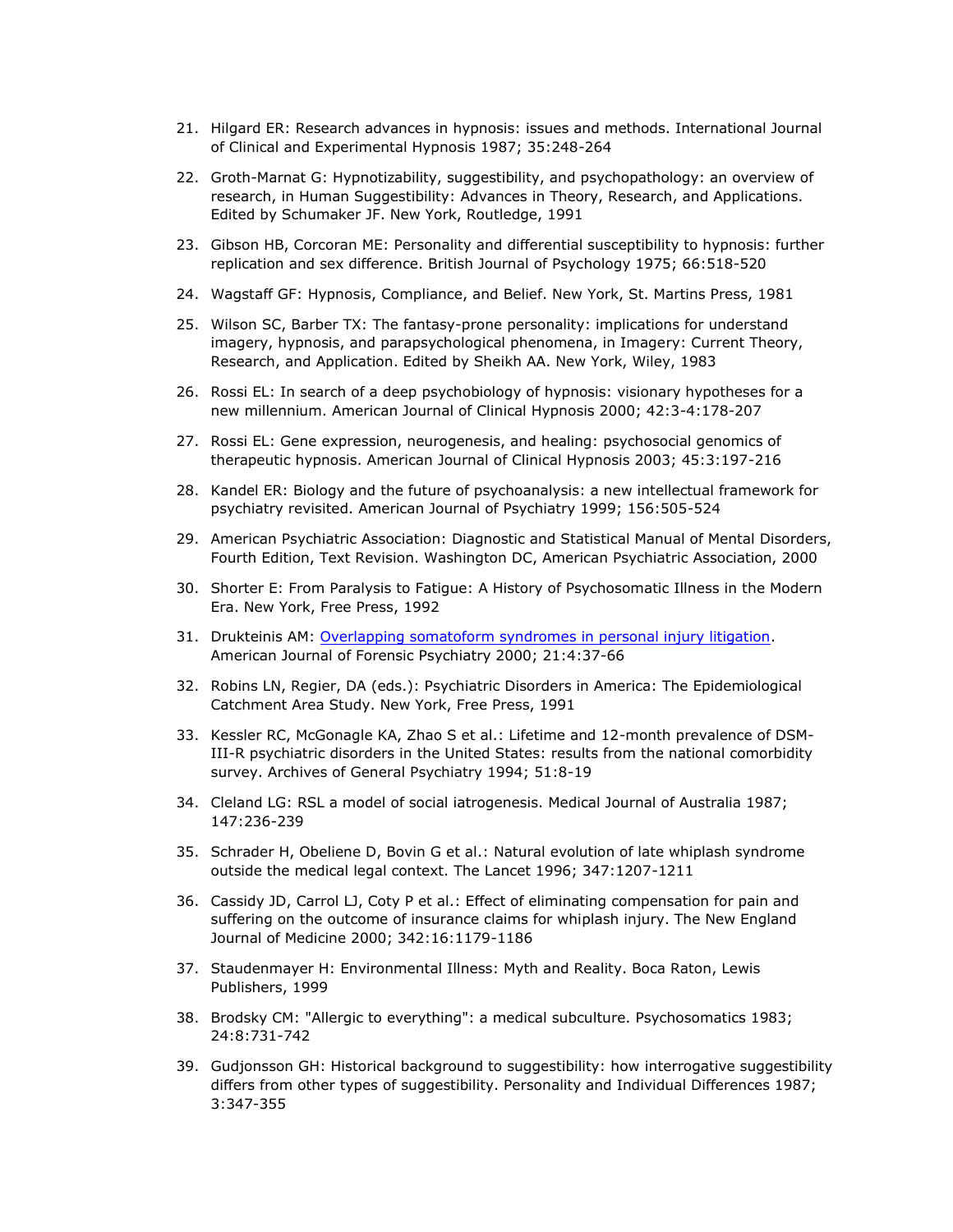21. Hilgard ER: Research advances in hypnosis: issues and methods. International Journal of Clinical and Experimental Hypnosis 1987; 35:248-264
22. Groth-Marnat G: Hypnotizability, suggestibility, and psychopathology: an overview of research, in Human Suggestibility: Advances in Theory, Research, and Applications. Edited by Schumaker JF. New York, Routledge, 1991
23. Gibson HB, Corcoran ME: Personality and differential susceptibility to hypnosis: further replication and sex difference. British Journal of Psychology 1975; 66:518-520
24. Wagstaff GF: Hypnosis, Compliance, and Belief. New York, St. Martins Press, 1981
25. Wilson SC, Barber TX: The fantasy-prone personality: implications for understand imagery, hypnosis, and parapsychological phenomena, in Imagery: Current Theory, Research, and Application. Edited by Sheikh AA. New York, Wiley, 1983
26. Rossi EL: In search of a deep psychobiology of hypnosis: visionary hypotheses for a new millennium. American Journal of Clinical Hypnosis 2000; 42:3-4:178-207
27. Rossi EL: Gene expression, neurogenesis, and healing: psychosocial genomics of therapeutic hypnosis. American Journal of Clinical Hypnosis 2003; 45:3:197-216
28. Kandel ER: Biology and the future of psychoanalysis: a new intellectual framework for psychiatry revisited. American Journal of Psychiatry 1999; 156:505-524
29. American Psychiatric Association: Diagnostic and Statistical Manual of Mental Disorders, Fourth Edition, Text Revision. Washington DC, American Psychiatric Association, 2000
30. Shorter E: From Paralysis to Fatigue: A History of Psychosomatic Illness in the Modern Era. New York, Free Press, 1992
31. Drukteinis AM: Overlapping somatoform syndromes in personal injury litigation. American Journal of Forensic Psychiatry 2000; 21:4:37-66
32. Robins LN, Regier, DA (eds.): Psychiatric Disorders in America: The Epidemiological Catchment Area Study. New York, Free Press, 1991
33. Kessler RC, McGonagle KA, Zhao S et al.: Lifetime and 12-month prevalence of DSM-III-R psychiatric disorders in the United States: results from the national comorbidity survey. Archives of General Psychiatry 1994; 51:8-19
34. Cleland LG: RSL a model of social iatrogenesis. Medical Journal of Australia 1987; 147:236-239
35. Schrader H, Obeliene D, Bovin G et al.: Natural evolution of late whiplash syndrome outside the medical legal context. The Lancet 1996; 347:1207-1211
36. Cassidy JD, Carrol LJ, Coty P et al.: Effect of eliminating compensation for pain and suffering on the outcome of insurance claims for whiplash injury. The New England Journal of Medicine 2000; 342:16:1179-1186
37. Staudenmayer H: Environmental Illness: Myth and Reality. Boca Raton, Lewis Publishers, 1999
38. Brodsky CM: "Allergic to everything": a medical subculture. Psychosomatics 1983; 24:8:731-742
39. Gudjonsson GH: Historical background to suggestibility: how interrogative suggestibility differs from other types of suggestibility. Personality and Individual Differences 1987; 3:347-355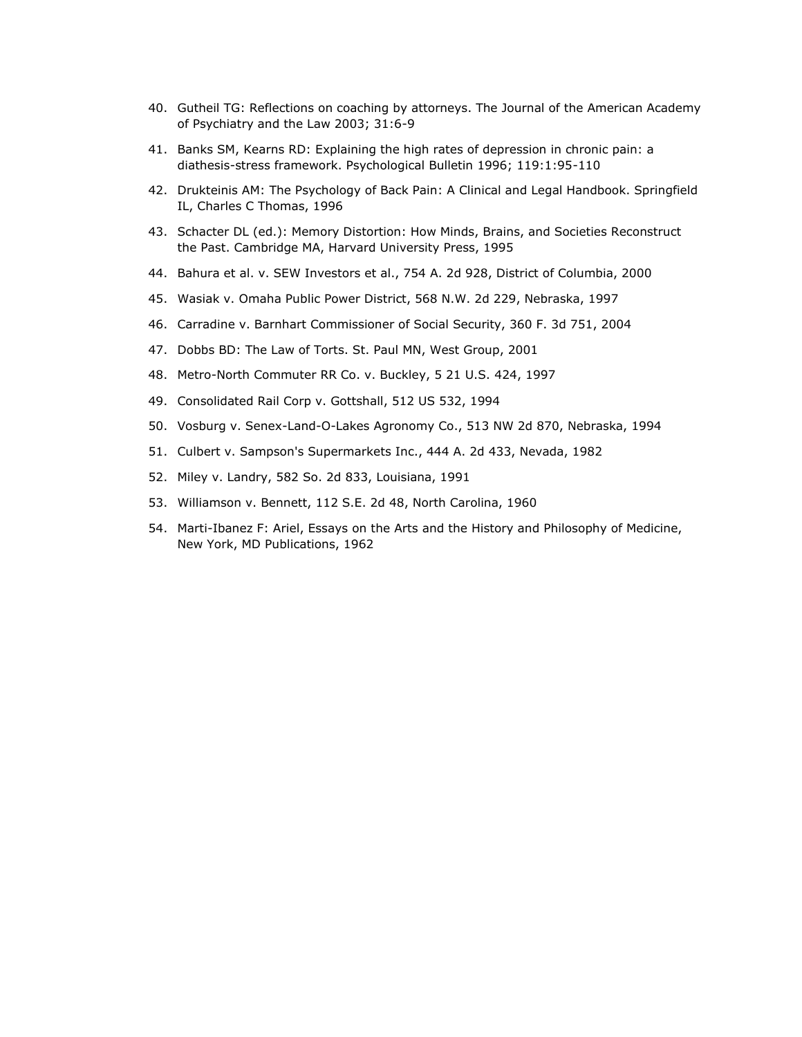40. Gutheil TG: Reflections on coaching by attorneys. The Journal of the American Academy of Psychiatry and the Law 2003; 31:6-9
41. Banks SM, Kearns RD: Explaining the high rates of depression in chronic pain: a diathesis-stress framework. Psychological Bulletin 1996; 119:1:95-110
42. Drukteinis AM: The Psychology of Back Pain: A Clinical and Legal Handbook. Springfield IL, Charles C Thomas, 1996
43. Schacter DL (ed.): Memory Distortion: How Minds, Brains, and Societies Reconstruct the Past. Cambridge MA, Harvard University Press, 1995
44. Bahura et al. v. SEW Investors et al., 754 A. 2d 928, District of Columbia, 2000
45. Wasiak v. Omaha Public Power District, 568 N.W. 2d 229, Nebraska, 1997
46. Carradine v. Barnhart Commissioner of Social Security, 360 F. 3d 751, 2004
47. Dobbs BD: The Law of Torts. St. Paul MN, West Group, 2001
48. Metro-North Commuter RR Co. v. Buckley, 5 21 U.S. 424, 1997
49. Consolidated Rail Corp v. Gottshall, 512 US 532, 1994
50. Vosburg v. Senex-Land-O-Lakes Agronomy Co., 513 NW 2d 870, Nebraska, 1994
51. Culbert v. Sampson's Supermarkets Inc., 444 A. 2d 433, Nevada, 1982
52. Miley v. Landry, 582 So. 2d 833, Louisiana, 1991
53. Williamson v. Bennett, 112 S.E. 2d 48, North Carolina, 1960
54. Marti-Ibanez F: Ariel, Essays on the Arts and the History and Philosophy of Medicine, New York, MD Publications, 1962